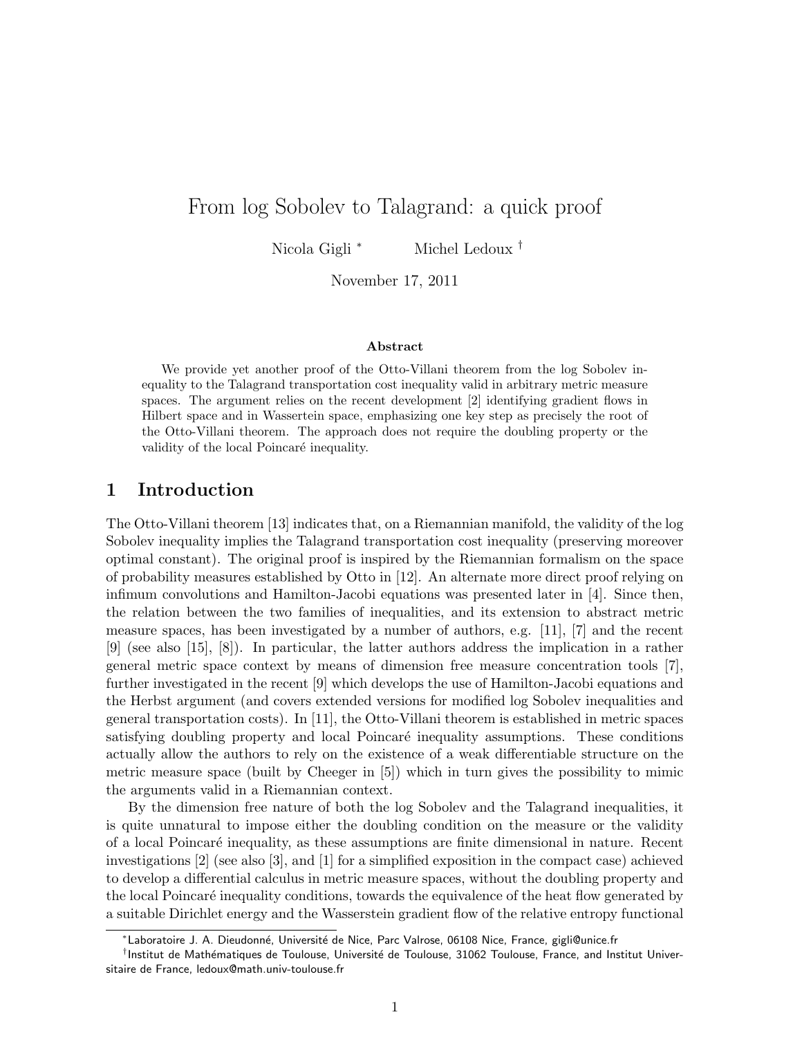# From log Sobolev to Talagrand: a quick proof

Nicola Gigli [*] Michel Ledoux [†]

November 17, 2011

### Abstract

We provide yet another proof of the Otto-Villani theorem from the log Sobolev inequality to the Talagrand transportation cost inequality valid in arbitrary metric measure spaces. The argument relies on the recent development [2] identifying gradient flows in Hilbert space and in Wassertein space, emphasizing one key step as precisely the root of the Otto-Villani theorem. The approach does not require the doubling property or the validity of the local Poincaré inequality.

## 1 Introduction

The Otto-Villani theorem [13] indicates that, on a Riemannian manifold, the validity of the log Sobolev inequality implies the Talagrand transportation cost inequality (preserving moreover optimal constant). The original proof is inspired by the Riemannian formalism on the space of probability measures established by Otto in [12]. An alternate more direct proof relying on infimum convolutions and Hamilton-Jacobi equations was presented later in [4]. Since then, the relation between the two families of inequalities, and its extension to abstract metric measure spaces, has been investigated by a number of authors, e.g. [11], [7] and the recent [9] (see also [15], [8]). In particular, the latter authors address the implication in a rather general metric space context by means of dimension free measure concentration tools [7], further investigated in the recent [9] which develops the use of Hamilton-Jacobi equations and the Herbst argument (and covers extended versions for modified log Sobolev inequalities and general transportation costs). In [11], the Otto-Villani theorem is established in metric spaces satisfying doubling property and local Poincaré inequality assumptions. These conditions actually allow the authors to rely on the existence of a weak differentiable structure on the metric measure space (built by Cheeger in [5]) which in turn gives the possibility to mimic the arguments valid in a Riemannian context.

By the dimension free nature of both the log Sobolev and the Talagrand inequalities, it is quite unnatural to impose either the doubling condition on the measure or the validity of a local Poincaré inequality, as these assumptions are finite dimensional in nature. Recent investigations [2] (see also [3], and [1] for a simplified exposition in the compact case) achieved to develop a differential calculus in metric measure spaces, without the doubling property and the local Poincaré inequality conditions, towards the equivalence of the heat flow generated by a suitable Dirichlet energy and the Wasserstein gradient flow of the relative entropy functional

[*] Laboratoire J. A. Dieudonné, Université de Nice, Parc Valrose, 06108 Nice, France, gigli@unice.fr

[†] Institut de Mathématiques de Toulouse, Université de Toulouse, 31062 Toulouse, France, and Institut Universitaire de France, ledoux@math.univ-toulouse.fr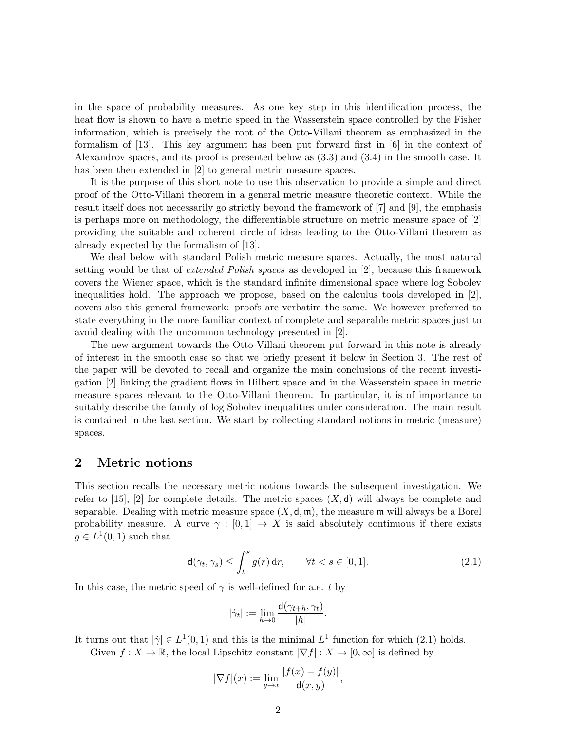in the space of probability measures. As one key step in this identification process, the heat flow is shown to have a metric speed in the Wasserstein space controlled by the Fisher information, which is precisely the root of the Otto-Villani theorem as emphasized in the formalism of [13]. This key argument has been put forward first in [6] in the context of Alexandrov spaces, and its proof is presented below as (3.3) and (3.4) in the smooth case. It has been then extended in [2] to general metric measure spaces.

It is the purpose of this short note to use this observation to provide a simple and direct proof of the Otto-Villani theorem in a general metric measure theoretic context. While the result itself does not necessarily go strictly beyond the framework of [7] and [9], the emphasis is perhaps more on methodology, the differentiable structure on metric measure space of [2] providing the suitable and coherent circle of ideas leading to the Otto-Villani theorem as already expected by the formalism of [13].

We deal below with standard Polish metric measure spaces. Actually, the most natural setting would be that of *extended Polish spaces* as developed in [2], because this framework covers the Wiener space, which is the standard infinite dimensional space where log Sobolev inequalities hold. The approach we propose, based on the calculus tools developed in [2], covers also this general framework: proofs are verbatim the same. We however preferred to state everything in the more familiar context of complete and separable metric spaces just to avoid dealing with the uncommon technology presented in [2].

The new argument towards the Otto-Villani theorem put forward in this note is already of interest in the smooth case so that we briefly present it below in Section 3. The rest of the paper will be devoted to recall and organize the main conclusions of the recent investigation [2] linking the gradient flows in Hilbert space and in the Wasserstein space in metric measure spaces relevant to the Otto-Villani theorem. In particular, it is of importance to suitably describe the family of log Sobolev inequalities under consideration. The main result is contained in the last section. We start by collecting standard notions in metric (measure) spaces.

## 2 Metric notions

This section recalls the necessary metric notions towards the subsequent investigation. We refer to [15], [2] for complete details. The metric spaces $(X, \mathsf{d})$ will always be complete and separable. Dealing with metric measure space $(X, \mathsf{d}, \mathfrak{m})$, the measure $\mathfrak{m}$ will always be a Borel probability measure. A curve $\gamma : [0,1] \to X$ is said absolutely continuous if there exists $g \in L^1(0,1)$ such that

$$\mathsf{d}(\gamma_t, \gamma_s) \leq \int_t^s g(r)\, \mathrm{d}r, \qquad \forall t < s \in [0,1]. \tag{2.1}$$

In this case, the metric speed of $\gamma$ is well-defined for a.e. $t$ by

$$|\dot\gamma_t| := \lim_{h \to 0} \frac{\mathsf{d}(\gamma_{t+h}, \gamma_t)}{|h|}.$$

It turns out that $|\dot\gamma| \in L^1(0,1)$ and this is the minimal $L^1$ function for which (2.1) holds.

Given $f : X \to \mathbb{R}$, the local Lipschitz constant $|\nabla f| : X \to [0, \infty]$ is defined by

$$|\nabla f|(x) := \varlimsup_{y \to x} \frac{|f(x) - f(y)|}{\mathsf{d}(x,y)},$$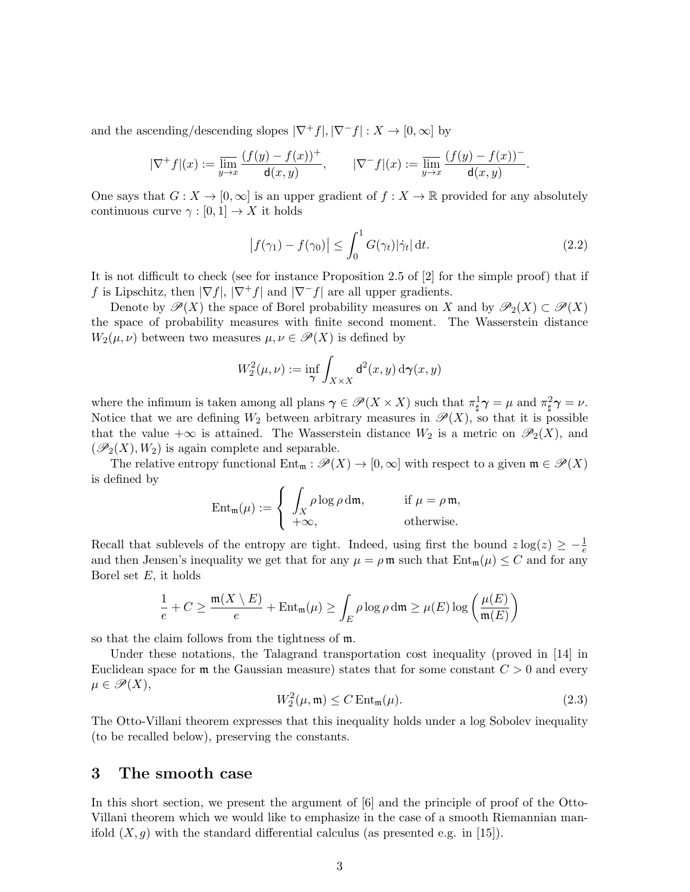and the ascending/descending slopes $|\nabla^+ f|, |\nabla^- f| : X \to [0, \infty]$ by

$$|\nabla^+ f|(x) := \varlimsup_{y \to x} \frac{(f(y) - f(x))^+}{\mathsf{d}(x, y)}, \qquad |\nabla^- f|(x) := \varlimsup_{y \to x} \frac{(f(y) - f(x))^-}{\mathsf{d}(x, y)}.$$

One says that $G : X \to [0, \infty]$ is an upper gradient of $f : X \to \mathbb{R}$ provided for any absolutely continuous curve $\gamma : [0, 1] \to X$ it holds

$$\big|f(\gamma_1) - f(\gamma_0)\big| \leq \int_0^1 G(\gamma_t)|\dot{\gamma}_t| \, \mathrm{d}t. \tag{2.2}$$

It is not difficult to check (see for instance Proposition 2.5 of [2] for the simple proof) that if $f$ is Lipschitz, then $|\nabla f|$, $|\nabla^+ f|$ and $|\nabla^- f|$ are all upper gradients.

Denote by $\mathscr{P}(X)$ the space of Borel probability measures on $X$ and by $\mathscr{P}_2(X) \subset \mathscr{P}(X)$ the space of probability measures with finite second moment. The Wasserstein distance $W_2(\mu, \nu)$ between two measures $\mu, \nu \in \mathscr{P}(X)$ is defined by

$$W_2^2(\mu, \nu) := \inf_{\boldsymbol{\gamma}} \int_{X \times X} \mathsf{d}^2(x, y) \, \mathrm{d}\boldsymbol{\gamma}(x, y)$$

where the infimum is taken among all plans $\boldsymbol{\gamma} \in \mathscr{P}(X \times X)$ such that $\pi^1_\sharp \boldsymbol{\gamma} = \mu$ and $\pi^2_\sharp \boldsymbol{\gamma} = \nu$. Notice that we are defining $W_2$ between arbitrary measures in $\mathscr{P}(X)$, so that it is possible that the value $+\infty$ is attained. The Wasserstein distance $W_2$ is a metric on $\mathscr{P}_2(X)$, and $(\mathscr{P}_2(X), W_2)$ is again complete and separable.

The relative entropy functional $\mathrm{Ent}_\mathfrak{m} : \mathscr{P}(X) \to [0, \infty]$ with respect to a given $\mathfrak{m} \in \mathscr{P}(X)$ is defined by

$$\mathrm{Ent}_\mathfrak{m}(\mu) := \begin{cases} \displaystyle\int_X \rho \log \rho \, \mathrm{d}\mathfrak{m}, & \text{if } \mu = \rho \, \mathfrak{m}, \\ +\infty, & \text{otherwise.} \end{cases}$$

Recall that sublevels of the entropy are tight. Indeed, using first the bound $z \log(z) \geq -\frac{1}{e}$ and then Jensen's inequality we get that for any $\mu = \rho \, \mathfrak{m}$ such that $\mathrm{Ent}_\mathfrak{m}(\mu) \leq C$ and for any Borel set $E$, it holds

$$\frac{1}{e} + C \geq \frac{\mathfrak{m}(X \setminus E)}{e} + \mathrm{Ent}_\mathfrak{m}(\mu) \geq \int_E \rho \log \rho \, \mathrm{d}\mathfrak{m} \geq \mu(E) \log \left( \frac{\mu(E)}{\mathfrak{m}(E)} \right)$$

so that the claim follows from the tightness of $\mathfrak{m}$.

Under these notations, the Talagrand transportation cost inequality (proved in [14] in Euclidean space for $\mathfrak{m}$ the Gaussian measure) states that for some constant $C > 0$ and every $\mu \in \mathscr{P}(X)$,

$$W_2^2(\mu, \mathfrak{m}) \leq C \, \mathrm{Ent}_\mathfrak{m}(\mu). \tag{2.3}$$

The Otto-Villani theorem expresses that this inequality holds under a log Sobolev inequality (to be recalled below), preserving the constants.

# 3 The smooth case

In this short section, we present the argument of [6] and the principle of proof of the Otto-Villani theorem which we would like to emphasize in the case of a smooth Riemannian manifold $(X, g)$ with the standard differential calculus (as presented e.g. in [15]).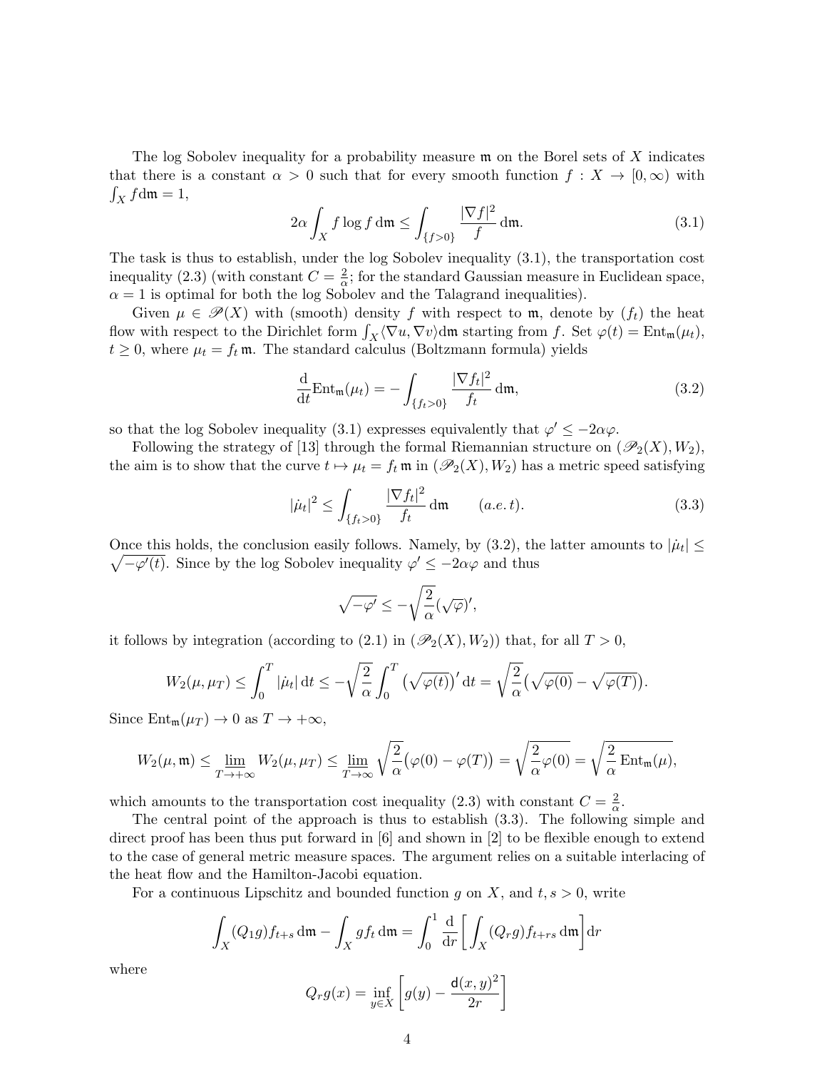The log Sobolev inequality for a probability measure $\mathfrak{m}$ on the Borel sets of $X$ indicates that there is a constant $\alpha > 0$ such that for every smooth function $f : X \to [0, \infty)$ with $\int_X f \mathrm{d}\mathfrak{m} = 1$,

$$2\alpha \int_X f \log f \,\mathrm{d}\mathfrak{m} \le \int_{\{f>0\}} \frac{|\nabla f|^2}{f} \,\mathrm{d}\mathfrak{m}. \tag{3.1}$$

The task is thus to establish, under the log Sobolev inequality (3.1), the transportation cost inequality (2.3) (with constant $C = \frac{2}{\alpha}$; for the standard Gaussian measure in Euclidean space, $\alpha = 1$ is optimal for both the log Sobolev and the Talagrand inequalities).

Given $\mu \in \mathscr{P}(X)$ with (smooth) density $f$ with respect to $\mathfrak{m}$, denote by $(f_t)$ the heat flow with respect to the Dirichlet form $\int_X \langle \nabla u, \nabla v \rangle \mathrm{d}\mathfrak{m}$ starting from $f$. Set $\varphi(t) = \mathrm{Ent}_\mathfrak{m}(\mu_t)$, $t \ge 0$, where $\mu_t = f_t \,\mathfrak{m}$. The standard calculus (Boltzmann formula) yields

$$\frac{\mathrm{d}}{\mathrm{d}t} \mathrm{Ent}_\mathfrak{m}(\mu_t) = -\int_{\{f_t>0\}} \frac{|\nabla f_t|^2}{f_t} \,\mathrm{d}\mathfrak{m}, \tag{3.2}$$

so that the log Sobolev inequality (3.1) expresses equivalently that $\varphi' \le -2\alpha\varphi$.

Following the strategy of [13] through the formal Riemannian structure on $(\mathscr{P}_2(X), W_2)$, the aim is to show that the curve $t \mapsto \mu_t = f_t \,\mathfrak{m}$ in $(\mathscr{P}_2(X), W_2)$ has a metric speed satisfying

$$|\dot{\mu}_t|^2 \le \int_{\{f_t>0\}} \frac{|\nabla f_t|^2}{f_t} \,\mathrm{d}\mathfrak{m} \qquad (a.e.\, t). \tag{3.3}$$

Once this holds, the conclusion easily follows. Namely, by (3.2), the latter amounts to $|\dot{\mu}_t| \le \sqrt{-\varphi'(t)}$. Since by the log Sobolev inequality $\varphi' \le -2\alpha\varphi$ and thus

$$\sqrt{-\varphi'} \le -\sqrt{\frac{2}{\alpha}} (\sqrt{\varphi})',$$

it follows by integration (according to (2.1) in $(\mathscr{P}_2(X), W_2)$) that, for all $T > 0$,

$$W_2(\mu, \mu_T) \le \int_0^T |\dot{\mu}_t| \,\mathrm{d}t \le -\sqrt{\frac{2}{\alpha}} \int_0^T \big(\sqrt{\varphi(t)}\big)' \,\mathrm{d}t = \sqrt{\frac{2}{\alpha}} \big(\sqrt{\varphi(0)} - \sqrt{\varphi(T)}\big).$$

Since $\mathrm{Ent}_\mathfrak{m}(\mu_T) \to 0$ as $T \to +\infty$,

$$W_2(\mu, \mathfrak{m}) \le \varliminf_{T \to +\infty} W_2(\mu, \mu_T) \le \varliminf_{T \to \infty} \sqrt{\frac{2}{\alpha}} \big(\varphi(0) - \varphi(T)\big) = \sqrt{\frac{2}{\alpha} \varphi(0)} = \sqrt{\frac{2}{\alpha} \,\mathrm{Ent}_\mathfrak{m}(\mu)},$$

which amounts to the transportation cost inequality (2.3) with constant $C = \frac{2}{\alpha}$.

The central point of the approach is thus to establish (3.3). The following simple and direct proof has been thus put forward in [6] and shown in [2] to be flexible enough to extend to the case of general metric measure spaces. The argument relies on a suitable interlacing of the heat flow and the Hamilton-Jacobi equation.

For a continuous Lipschitz and bounded function $g$ on $X$, and $t, s > 0$, write

$$\int_X (Q_1 g) f_{t+s} \,\mathrm{d}\mathfrak{m} - \int_X g f_t \,\mathrm{d}\mathfrak{m} = \int_0^1 \frac{\mathrm{d}}{\mathrm{d}r} \left[ \int_X (Q_r g) f_{t+rs} \,\mathrm{d}\mathfrak{m} \right] \mathrm{d}r$$

where

$$Q_r g(x) = \inf_{y \in X} \left[ g(y) - \frac{\mathsf{d}(x,y)^2}{2r} \right]$$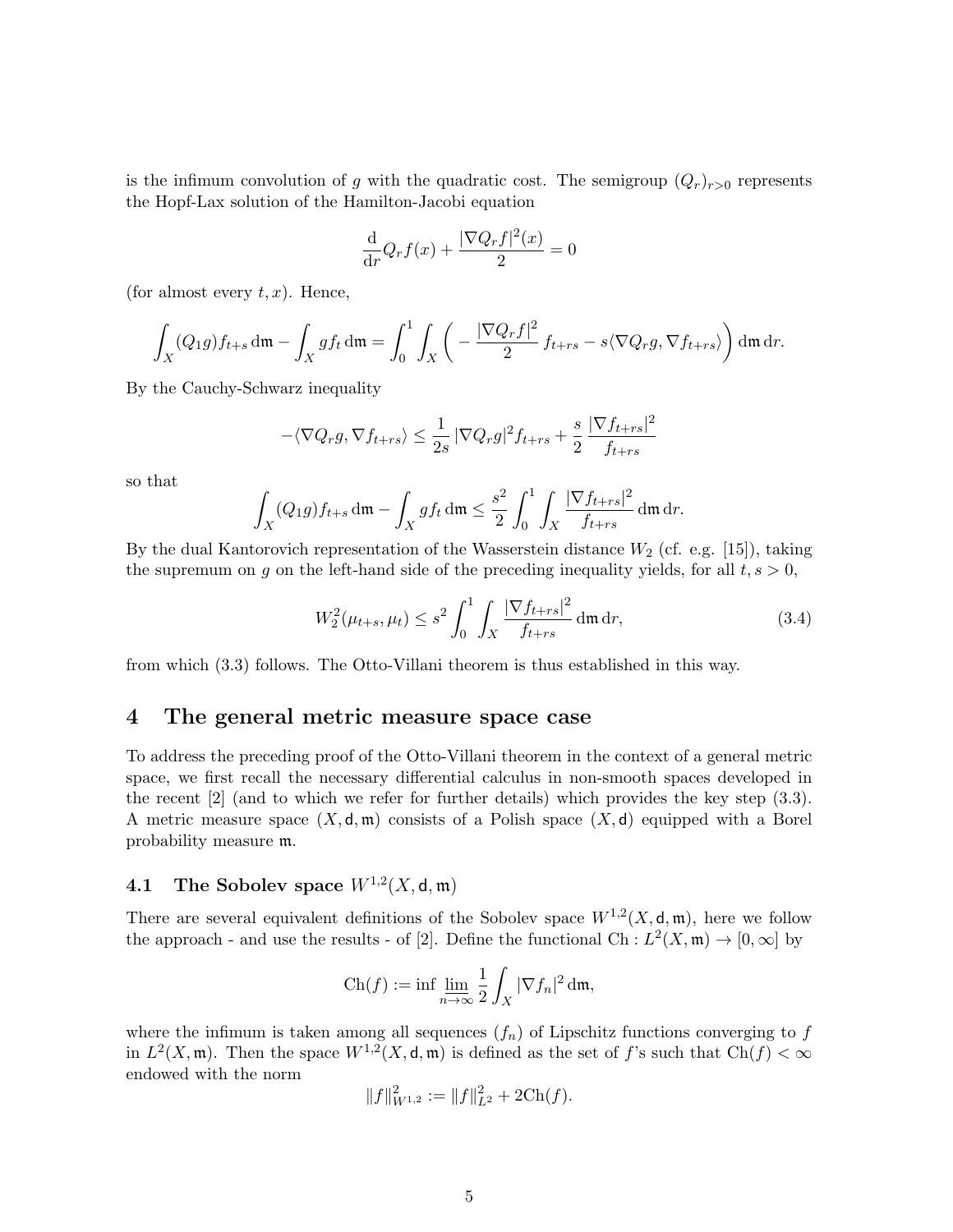is the infimum convolution of $g$ with the quadratic cost. The semigroup $(Q_r)_{r>0}$ represents the Hopf-Lax solution of the Hamilton-Jacobi equation

$$\frac{\mathrm{d}}{\mathrm{d}r} Q_r f(x) + \frac{|\nabla Q_r f|^2(x)}{2} = 0$$

(for almost every $t, x$). Hence,

$$\int_X (Q_1 g) f_{t+s} \, \mathrm{d}\mathfrak{m} - \int_X g f_t \, \mathrm{d}\mathfrak{m} = \int_0^1 \int_X \Big( - \frac{|\nabla Q_r f|^2}{2} \, f_{t+rs} - s \langle \nabla Q_r g, \nabla f_{t+rs} \rangle \Big) \, \mathrm{d}\mathfrak{m} \, \mathrm{d}r.$$

By the Cauchy-Schwarz inequality

$$-\langle \nabla Q_r g, \nabla f_{t+rs} \rangle \leq \frac{1}{2s} \, |\nabla Q_r g|^2 f_{t+rs} + \frac{s}{2} \, \frac{|\nabla f_{t+rs}|^2}{f_{t+rs}}$$

so that

$$\int_X (Q_1 g) f_{t+s} \, \mathrm{d}\mathfrak{m} - \int_X g f_t \, \mathrm{d}\mathfrak{m} \leq \frac{s^2}{2} \int_0^1 \int_X \frac{|\nabla f_{t+rs}|^2}{f_{t+rs}} \, \mathrm{d}\mathfrak{m} \, \mathrm{d}r.$$

By the dual Kantorovich representation of the Wasserstein distance $W_2$ (cf. e.g. [15]), taking the supremum on $g$ on the left-hand side of the preceding inequality yields, for all $t, s > 0$,

$$W_2^2(\mu_{t+s}, \mu_t) \leq s^2 \int_0^1 \int_X \frac{|\nabla f_{t+rs}|^2}{f_{t+rs}} \, \mathrm{d}\mathfrak{m} \, \mathrm{d}r, \tag{3.4}$$

from which (3.3) follows. The Otto-Villani theorem is thus established in this way.

## 4 The general metric measure space case

To address the preceding proof of the Otto-Villani theorem in the context of a general metric space, we first recall the necessary differential calculus in non-smooth spaces developed in the recent [2] (and to which we refer for further details) which provides the key step (3.3). A metric measure space $(X, \mathsf{d}, \mathfrak{m})$ consists of a Polish space $(X, \mathsf{d})$ equipped with a Borel probability measure $\mathfrak{m}$.

### 4.1 The Sobolev space $W^{1,2}(X, \mathsf{d}, \mathfrak{m})$

There are several equivalent definitions of the Sobolev space $W^{1,2}(X, \mathsf{d}, \mathfrak{m})$, here we follow the approach - and use the results - of [2]. Define the functional $\mathrm{Ch} : L^2(X, \mathfrak{m}) \to [0, \infty]$ by

$$\mathrm{Ch}(f) := \inf \varliminf_{n \to \infty} \frac{1}{2} \int_X |\nabla f_n|^2 \, \mathrm{d}\mathfrak{m},$$

where the infimum is taken among all sequences $(f_n)$ of Lipschitz functions converging to $f$ in $L^2(X, \mathfrak{m})$. Then the space $W^{1,2}(X, \mathsf{d}, \mathfrak{m})$ is defined as the set of $f$'s such that $\mathrm{Ch}(f) < \infty$ endowed with the norm

$$\|f\|_{W^{1,2}}^2 := \|f\|_{L^2}^2 + 2\mathrm{Ch}(f).$$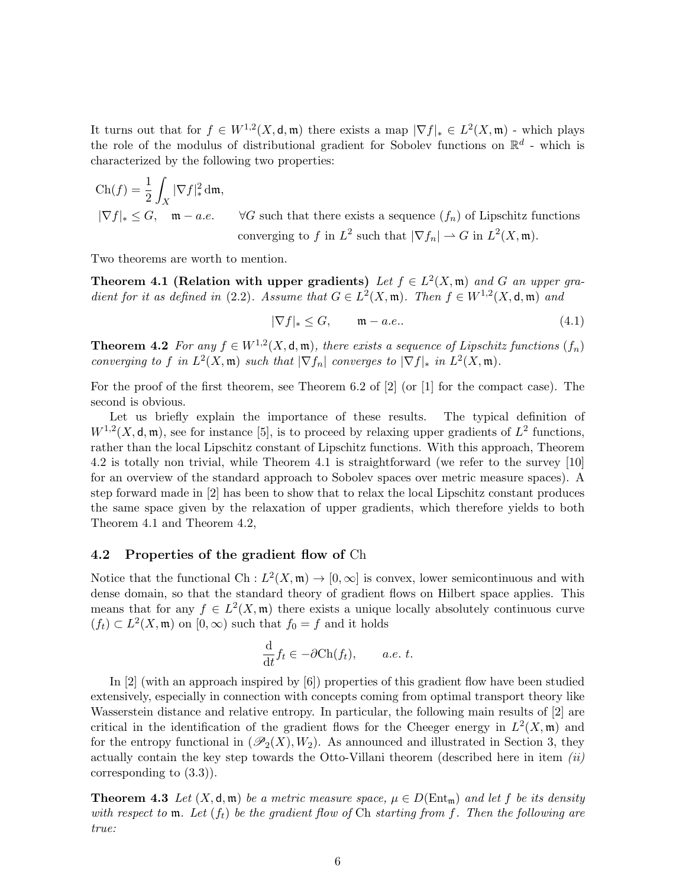It turns out that for $f \in W^{1,2}(X, \mathsf{d}, \mathfrak{m})$ there exists a map $|\nabla f|_* \in L^2(X, \mathfrak{m})$ - which plays the role of the modulus of distributional gradient for Sobolev functions on $\mathbb{R}^d$ - which is characterized by the following two properties:

$$
\begin{aligned}
&\mathrm{Ch}(f) = \frac{1}{2}\int_X |\nabla f|_*^2 \,\mathrm{d}\mathfrak{m}, \\
&|\nabla f|_* \le G, \quad \mathfrak{m} - a.e. \qquad \forall G \text{ such that there exists a sequence } (f_n) \text{ of Lipschitz functions} \\
&\qquad\qquad\qquad\qquad\quad \text{converging to } f \text{ in } L^2 \text{ such that } |\nabla f_n| \rightharpoonup G \text{ in } L^2(X, \mathfrak{m}).
\end{aligned}
$$

Two theorems are worth to mention.

**Theorem 4.1 (Relation with upper gradients)** *Let $f \in L^2(X, \mathfrak{m})$ and $G$ an upper gradient for it as defined in (2.2). Assume that $G \in L^2(X, \mathfrak{m})$. Then $f \in W^{1,2}(X, \mathsf{d}, \mathfrak{m})$ and*

$$
|\nabla f|_* \le G, \qquad \mathfrak{m} - a.e.. \tag{4.1}
$$

**Theorem 4.2** *For any $f \in W^{1,2}(X, \mathsf{d}, \mathfrak{m})$, there exists a sequence of Lipschitz functions $(f_n)$ converging to $f$ in $L^2(X, \mathfrak{m})$ such that $|\nabla f_n|$ converges to $|\nabla f|_*$ in $L^2(X, \mathfrak{m})$.*

For the proof of the first theorem, see Theorem 6.2 of [2] (or [1] for the compact case). The second is obvious.

Let us briefly explain the importance of these results. The typical definition of $W^{1,2}(X, \mathsf{d}, \mathfrak{m})$, see for instance [5], is to proceed by relaxing upper gradients of $L^2$ functions, rather than the local Lipschitz constant of Lipschitz functions. With this approach, Theorem 4.2 is totally non trivial, while Theorem 4.1 is straightforward (we refer to the survey [10] for an overview of the standard approach to Sobolev spaces over metric measure spaces). A step forward made in [2] has been to show that to relax the local Lipschitz constant produces the same space given by the relaxation of upper gradients, which therefore yields to both Theorem 4.1 and Theorem 4.2,

## 4.2 Properties of the gradient flow of Ch

Notice that the functional $\mathrm{Ch} : L^2(X, \mathfrak{m}) \to [0, \infty]$ is convex, lower semicontinuous and with dense domain, so that the standard theory of gradient flows on Hilbert space applies. This means that for any $f \in L^2(X, \mathfrak{m})$ there exists a unique locally absolutely continuous curve $(f_t) \subset L^2(X, \mathfrak{m})$ on $[0, \infty)$ such that $f_0 = f$ and it holds

$$
\frac{\mathrm{d}}{\mathrm{d}t} f_t \in -\partial \mathrm{Ch}(f_t), \qquad a.e.\ t.
$$

In [2] (with an approach inspired by [6]) properties of this gradient flow have been studied extensively, especially in connection with concepts coming from optimal transport theory like Wasserstein distance and relative entropy. In particular, the following main results of [2] are critical in the identification of the gradient flows for the Cheeger energy in $L^2(X, \mathfrak{m})$ and for the entropy functional in $(\mathscr{P}_2(X), W_2)$. As announced and illustrated in Section 3, they actually contain the key step towards the Otto-Villani theorem (described here in item *(ii)* corresponding to (3.3)).

**Theorem 4.3** *Let $(X, \mathsf{d}, \mathfrak{m})$ be a metric measure space, $\mu \in D(\mathrm{Ent}_{\mathfrak{m}})$ and let $f$ be its density with respect to $\mathfrak{m}$. Let $(f_t)$ be the gradient flow of* Ch *starting from $f$. Then the following are true:*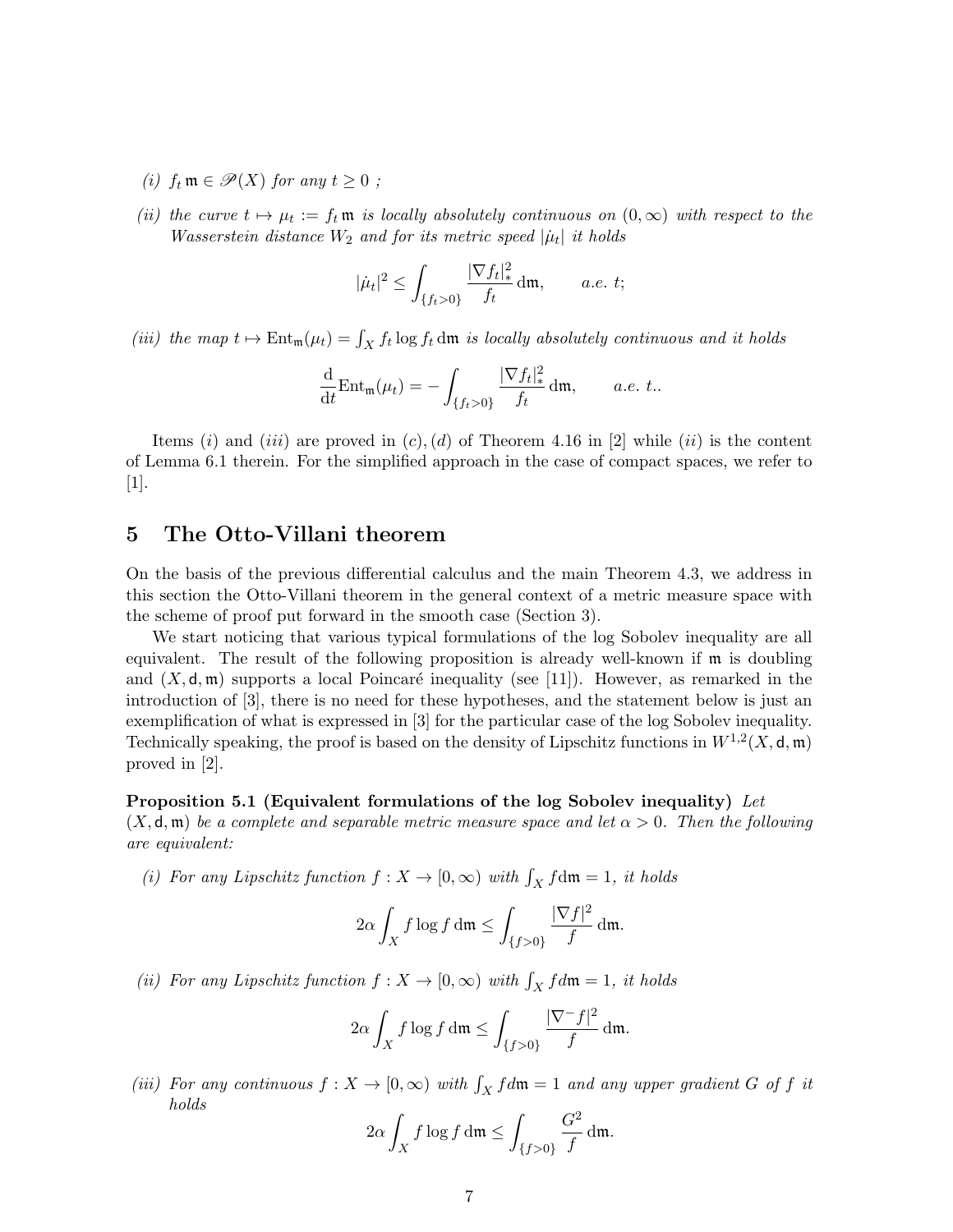*(i)* $f_t\,\mathfrak{m} \in \mathscr{P}(X)$ *for any* $t \geq 0$ *;*

*(ii)* *the curve* $t \mapsto \mu_t := f_t\,\mathfrak{m}$ *is locally absolutely continuous on* $(0,\infty)$ *with respect to the Wasserstein distance* $W_2$ *and for its metric speed* $|\dot{\mu}_t|$ *it holds*

$$|\dot{\mu}_t|^2 \leq \int_{\{f_t>0\}} \frac{|\nabla f_t|_*^2}{f_t}\,\mathrm{d}\mathfrak{m}, \qquad a.e.\ t;$$

*(iii)* *the map* $t \mapsto \mathrm{Ent}_{\mathfrak{m}}(\mu_t) = \int_X f_t \log f_t \,\mathrm{d}\mathfrak{m}$ *is locally absolutely continuous and it holds*

$$\frac{\mathrm{d}}{\mathrm{d}t}\mathrm{Ent}_{\mathfrak{m}}(\mu_t) = -\int_{\{f_t>0\}} \frac{|\nabla f_t|_*^2}{f_t}\,\mathrm{d}\mathfrak{m}, \qquad a.e.\ t..$$

Items $(i)$ and $(iii)$ are proved in $(c),(d)$ of Theorem 4.16 in [2] while $(ii)$ is the content of Lemma 6.1 therein. For the simplified approach in the case of compact spaces, we refer to [1].

# 5 The Otto-Villani theorem

On the basis of the previous differential calculus and the main Theorem 4.3, we address in this section the Otto-Villani theorem in the general context of a metric measure space with the scheme of proof put forward in the smooth case (Section 3).

We start noticing that various typical formulations of the log Sobolev inequality are all equivalent. The result of the following proposition is already well-known if $\mathfrak{m}$ is doubling and $(X,\mathsf{d},\mathfrak{m})$ supports a local Poincaré inequality (see [11]). However, as remarked in the introduction of [3], there is no need for these hypotheses, and the statement below is just an exemplification of what is expressed in [3] for the particular case of the log Sobolev inequality. Technically speaking, the proof is based on the density of Lipschitz functions in $W^{1,2}(X,\mathsf{d},\mathfrak{m})$ proved in [2].

**Proposition 5.1 (Equivalent formulations of the log Sobolev inequality)** *Let* $(X,\mathsf{d},\mathfrak{m})$ *be a complete and separable metric measure space and let* $\alpha > 0$*. Then the following are equivalent:*

*(i)* *For any Lipschitz function* $f : X \to [0,\infty)$ *with* $\int_X f \mathrm{d}\mathfrak{m} = 1$*, it holds*

$$2\alpha \int_X f \log f \,\mathrm{d}\mathfrak{m} \leq \int_{\{f>0\}} \frac{|\nabla f|^2}{f}\,\mathrm{d}\mathfrak{m}.$$

*(ii)* *For any Lipschitz function* $f : X \to [0,\infty)$ *with* $\int_X f \mathrm{d}\mathfrak{m} = 1$*, it holds*

$$2\alpha \int_X f \log f \,\mathrm{d}\mathfrak{m} \leq \int_{\{f>0\}} \frac{|\nabla^- f|^2}{f}\,\mathrm{d}\mathfrak{m}.$$

*(iii)* *For any continuous* $f : X \to [0,\infty)$ *with* $\int_X f \mathrm{d}\mathfrak{m} = 1$ *and any upper gradient* $G$ *of* $f$ *it holds*

$$2\alpha \int_X f \log f \,\mathrm{d}\mathfrak{m} \leq \int_{\{f>0\}} \frac{G^2}{f}\,\mathrm{d}\mathfrak{m}.$$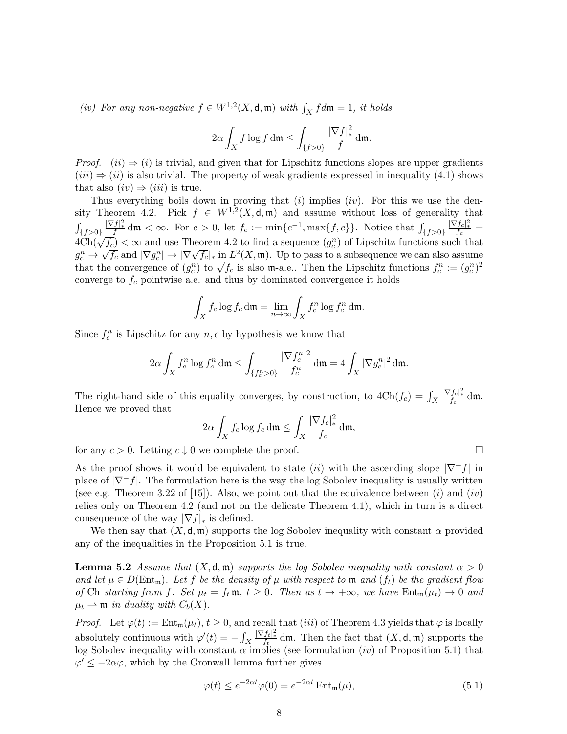*(iv) For any non-negative $f \in W^{1,2}(X, \mathsf{d}, \mathfrak{m})$ with $\int_X f d\mathfrak{m} = 1$, it holds*

$$2\alpha \int_X f \log f \, \mathrm{d}\mathfrak{m} \le \int_{\{f>0\}} \frac{|\nabla f|_*^2}{f} \, \mathrm{d}\mathfrak{m}.$$

*Proof.* $(ii) \Rightarrow (i)$ is trivial, and given that for Lipschitz functions slopes are upper gradients $(iii) \Rightarrow (ii)$ is also trivial. The property of weak gradients expressed in inequality (4.1) shows that also $(iv) \Rightarrow (iii)$ is true.

Thus everything boils down in proving that $(i)$ implies $(iv)$. For this we use the density Theorem 4.2. Pick $f \in W^{1,2}(X, \mathsf{d}, \mathfrak{m})$ and assume without loss of generality that $\int_{\{f>0\}} \frac{|\nabla f|_*^2}{f} \, \mathrm{d}\mathfrak{m} < \infty$. For $c > 0$, let $f_c := \min\{c^{-1}, \max\{f, c\}\}$. Notice that $\int_{\{f>0\}} \frac{|\nabla f_c|_*^2}{f_c} = 4\mathrm{Ch}(\sqrt{f_c}) < \infty$ and use Theorem 4.2 to find a sequence $(g_c^n)$ of Lipschitz functions such that $g_c^n \to \sqrt{f_c}$ and $|\nabla g_c^n| \to |\nabla \sqrt{f_c}|_*$ in $L^2(X, \mathfrak{m})$. Up to pass to a subsequence we can also assume that the convergence of $(g_c^n)$ to $\sqrt{f_c}$ is also $\mathfrak{m}$-a.e.. Then the Lipschitz functions $f_c^n := (g_c^n)^2$ converge to $f_c$ pointwise a.e. and thus by dominated convergence it holds

$$\int_X f_c \log f_c \, \mathrm{d}\mathfrak{m} = \lim_{n\to\infty} \int_X f_c^n \log f_c^n \, \mathrm{d}\mathfrak{m}.$$

Since $f_c^n$ is Lipschitz for any $n, c$ by hypothesis we know that

$$2\alpha \int_X f_c^n \log f_c^n \, \mathrm{d}\mathfrak{m} \le \int_{\{f_c^n>0\}} \frac{|\nabla f_c^n|^2}{f_c^n} \, \mathrm{d}\mathfrak{m} = 4 \int_X |\nabla g_c^n|^2 \, \mathrm{d}\mathfrak{m}.$$

The right-hand side of this equality converges, by construction, to $4\mathrm{Ch}(f_c) = \int_X \frac{|\nabla f_c|_*^2}{f_c} \, \mathrm{d}\mathfrak{m}$. Hence we proved that

$$2\alpha \int_X f_c \log f_c \, \mathrm{d}\mathfrak{m} \le \int_X \frac{|\nabla f_c|_*^2}{f_c} \, \mathrm{d}\mathfrak{m},$$

for any $c > 0$. Letting $c \downarrow 0$ we complete the proof. □

As the proof shows it would be equivalent to state $(ii)$ with the ascending slope $|\nabla^+ f|$ in place of $|\nabla^- f|$. The formulation here is the way the log Sobolev inequality is usually written (see e.g. Theorem 3.22 of [15]). Also, we point out that the equivalence between $(i)$ and $(iv)$ relies only on Theorem 4.2 (and not on the delicate Theorem 4.1), which in turn is a direct consequence of the way $|\nabla f|_*$ is defined.

We then say that $(X, \mathsf{d}, \mathfrak{m})$ supports the log Sobolev inequality with constant $\alpha$ provided any of the inequalities in the Proposition 5.1 is true.

**Lemma 5.2** *Assume that $(X, \mathsf{d}, \mathfrak{m})$ supports the log Sobolev inequality with constant $\alpha > 0$ and let $\mu \in D(\mathrm{Ent}_\mathfrak{m})$. Let $f$ be the density of $\mu$ with respect to $\mathfrak{m}$ and $(f_t)$ be the gradient flow of* Ch *starting from $f$. Set $\mu_t = f_t \mathfrak{m}$, $t \ge 0$. Then as $t \to +\infty$, we have $\mathrm{Ent}_\mathfrak{m}(\mu_t) \to 0$ and $\mu_t \rightharpoonup \mathfrak{m}$ in duality with $C_b(X)$.*

*Proof.* Let $\varphi(t) := \mathrm{Ent}_\mathfrak{m}(\mu_t)$, $t \ge 0$, and recall that $(iii)$ of Theorem 4.3 yields that $\varphi$ is locally absolutely continuous with $\varphi'(t) = -\int_X \frac{|\nabla f_t|_*^2}{f_t} \, \mathrm{d}\mathfrak{m}$. Then the fact that $(X, \mathsf{d}, \mathfrak{m})$ supports the log Sobolev inequality with constant $\alpha$ implies (see formulation $(iv)$ of Proposition 5.1) that $\varphi' \le -2\alpha\varphi$, which by the Gronwall lemma further gives

$$\varphi(t) \le e^{-2\alpha t}\varphi(0) = e^{-2\alpha t} \, \mathrm{Ent}_\mathfrak{m}(\mu), \tag{5.1}$$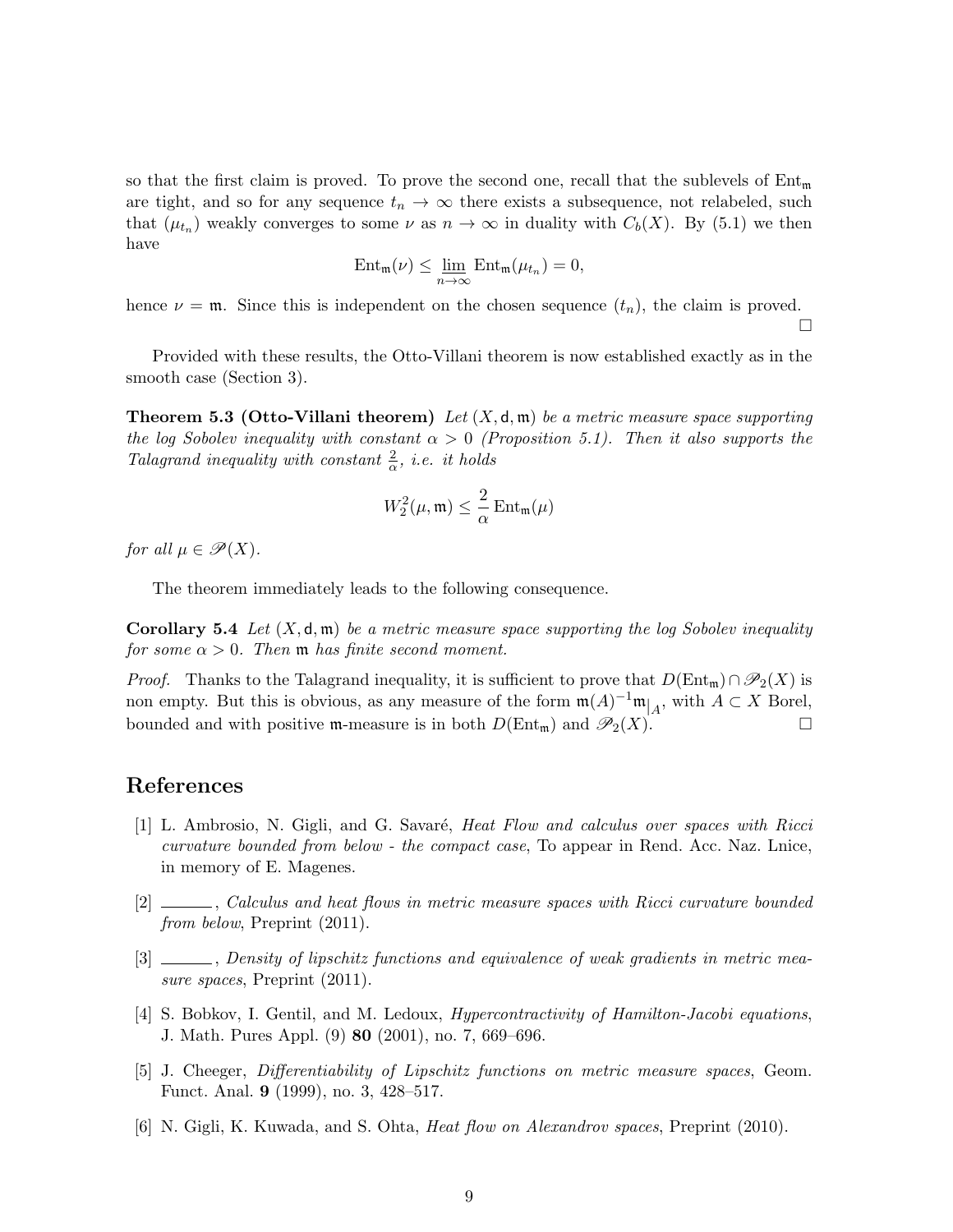so that the first claim is proved. To prove the second one, recall that the sublevels of $\mathrm{Ent}_{\mathfrak{m}}$ are tight, and so for any sequence $t_n \to \infty$ there exists a subsequence, not relabeled, such that $(\mu_{t_n})$ weakly converges to some $\nu$ as $n \to \infty$ in duality with $C_b(X)$. By (5.1) we then have

$$\mathrm{Ent}_{\mathfrak{m}}(\nu) \leq \varliminf_{n\to\infty} \mathrm{Ent}_{\mathfrak{m}}(\mu_{t_n}) = 0,$$

hence $\nu = \mathfrak{m}$. Since this is independent on the chosen sequence $(t_n)$, the claim is proved. □

Provided with these results, the Otto-Villani theorem is now established exactly as in the smooth case (Section 3).

**Theorem 5.3 (Otto-Villani theorem)** *Let $(X, \mathsf{d}, \mathfrak{m})$ be a metric measure space supporting the log Sobolev inequality with constant $\alpha > 0$ (Proposition 5.1). Then it also supports the Talagrand inequality with constant $\frac{2}{\alpha}$, i.e. it holds*

$$W_2^2(\mu, \mathfrak{m}) \leq \frac{2}{\alpha} \mathrm{Ent}_{\mathfrak{m}}(\mu)$$

*for all $\mu \in \mathscr{P}(X)$.*

The theorem immediately leads to the following consequence.

**Corollary 5.4** *Let $(X, \mathsf{d}, \mathfrak{m})$ be a metric measure space supporting the log Sobolev inequality for some $\alpha > 0$. Then $\mathfrak{m}$ has finite second moment.*

*Proof.* Thanks to the Talagrand inequality, it is sufficient to prove that $D(\mathrm{Ent}_{\mathfrak{m}}) \cap \mathscr{P}_2(X)$ is non empty. But this is obvious, as any measure of the form $\mathfrak{m}(A)^{-1}\mathfrak{m}|_A$, with $A \subset X$ Borel, bounded and with positive $\mathfrak{m}$-measure is in both $D(\mathrm{Ent}_{\mathfrak{m}})$ and $\mathscr{P}_2(X)$. □

# References

[1] L. Ambrosio, N. Gigli, and G. Savaré, *Heat Flow and calculus over spaces with Ricci curvature bounded from below - the compact case*, To appear in Rend. Acc. Naz. Lnice, in memory of E. Magenes.

[2] ______, *Calculus and heat flows in metric measure spaces with Ricci curvature bounded from below*, Preprint (2011).

[3] ______, *Density of lipschitz functions and equivalence of weak gradients in metric measure spaces*, Preprint (2011).

[4] S. Bobkov, I. Gentil, and M. Ledoux, *Hypercontractivity of Hamilton-Jacobi equations*, J. Math. Pures Appl. (9) **80** (2001), no. 7, 669–696.

[5] J. Cheeger, *Differentiability of Lipschitz functions on metric measure spaces*, Geom. Funct. Anal. **9** (1999), no. 3, 428–517.

[6] N. Gigli, K. Kuwada, and S. Ohta, *Heat flow on Alexandrov spaces*, Preprint (2010).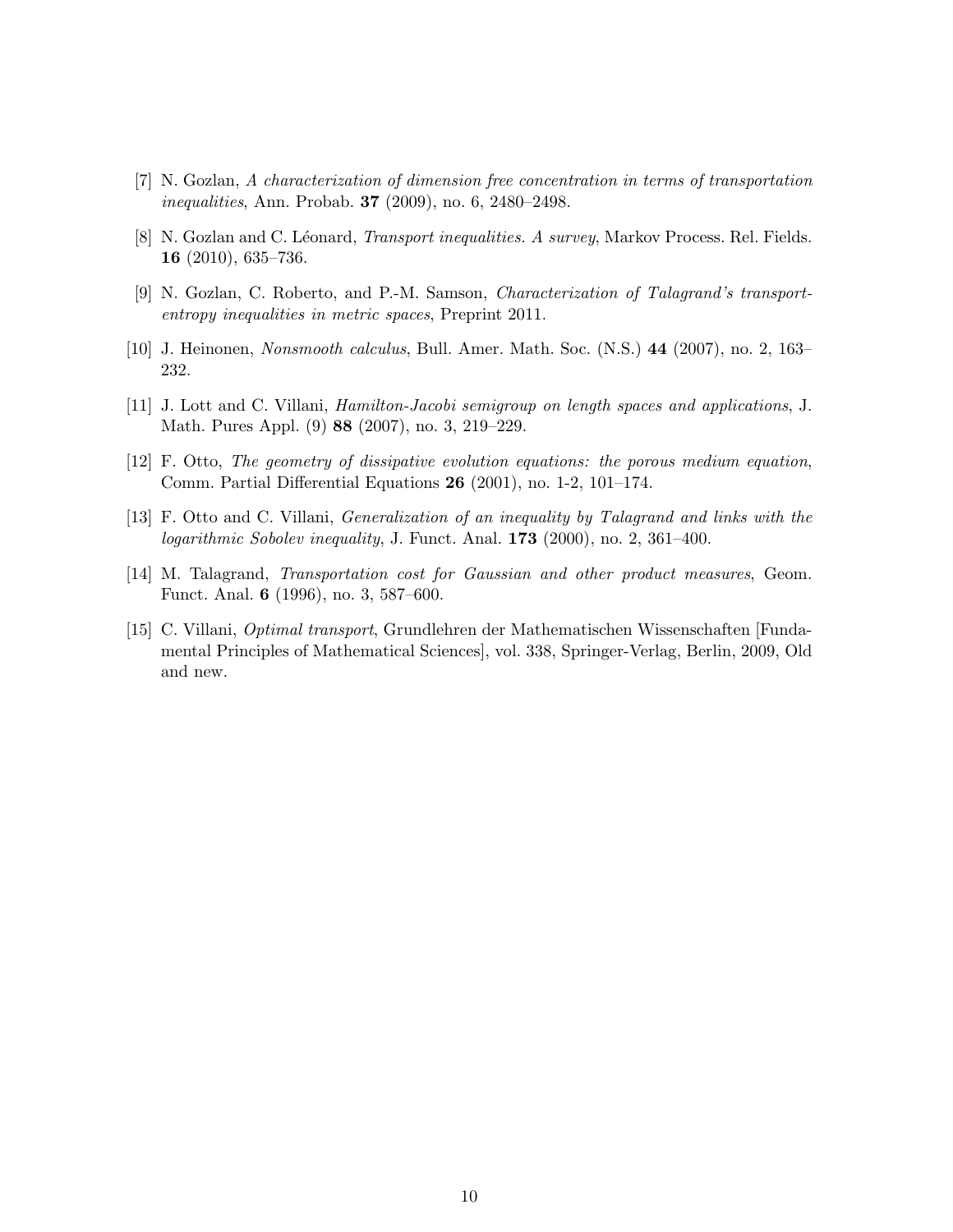[7] N. Gozlan, *A characterization of dimension free concentration in terms of transportation inequalities*, Ann. Probab. **37** (2009), no. 6, 2480–2498.

[8] N. Gozlan and C. Léonard, *Transport inequalities. A survey*, Markov Process. Rel. Fields. **16** (2010), 635–736.

[9] N. Gozlan, C. Roberto, and P.-M. Samson, *Characterization of Talagrand's transport-entropy inequalities in metric spaces*, Preprint 2011.

[10] J. Heinonen, *Nonsmooth calculus*, Bull. Amer. Math. Soc. (N.S.) **44** (2007), no. 2, 163–232.

[11] J. Lott and C. Villani, *Hamilton-Jacobi semigroup on length spaces and applications*, J. Math. Pures Appl. (9) **88** (2007), no. 3, 219–229.

[12] F. Otto, *The geometry of dissipative evolution equations: the porous medium equation*, Comm. Partial Differential Equations **26** (2001), no. 1-2, 101–174.

[13] F. Otto and C. Villani, *Generalization of an inequality by Talagrand and links with the logarithmic Sobolev inequality*, J. Funct. Anal. **173** (2000), no. 2, 361–400.

[14] M. Talagrand, *Transportation cost for Gaussian and other product measures*, Geom. Funct. Anal. **6** (1996), no. 3, 587–600.

[15] C. Villani, *Optimal transport*, Grundlehren der Mathematischen Wissenschaften [Fundamental Principles of Mathematical Sciences], vol. 338, Springer-Verlag, Berlin, 2009, Old and new.